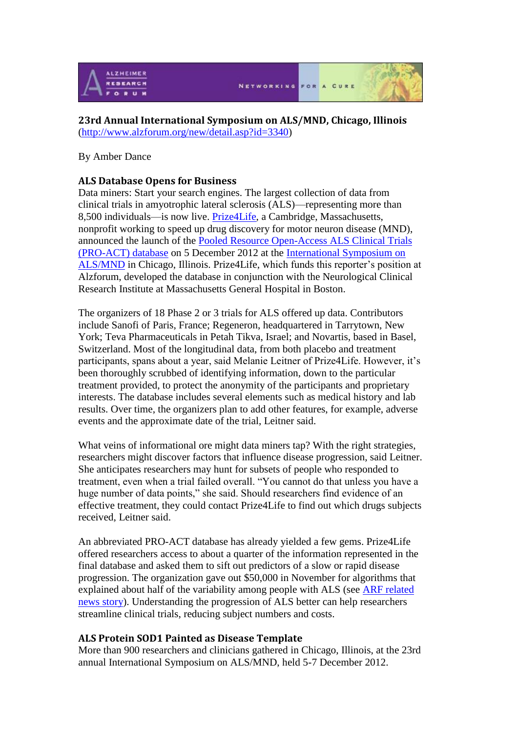**23rd Annual International Symposium on ALS/MND, Chicago, Illinois**
(http://www.alzforum.org/new/detail.asp?id=3340)

By Amber Dance

**ALS Database Opens for Business**

Data miners: Start your search engines. The largest collection of data from clinical trials in amyotrophic lateral sclerosis (ALS)—representing more than 8,500 individuals—is now live. Prize4Life, a Cambridge, Massachusetts, nonprofit working to speed up drug discovery for motor neuron disease (MND), announced the launch of the Pooled Resource Open-Access ALS Clinical Trials (PRO-ACT) database on 5 December 2012 at the International Symposium on ALS/MND in Chicago, Illinois. Prize4Life, which funds this reporter's position at Alzforum, developed the database in conjunction with the Neurological Clinical Research Institute at Massachusetts General Hospital in Boston.

The organizers of 18 Phase 2 or 3 trials for ALS offered up data. Contributors include Sanofi of Paris, France; Regeneron, headquartered in Tarrytown, New York; Teva Pharmaceuticals in Petah Tikva, Israel; and Novartis, based in Basel, Switzerland. Most of the longitudinal data, from both placebo and treatment participants, spans about a year, said Melanie Leitner of Prize4Life. However, it's been thoroughly scrubbed of identifying information, down to the particular treatment provided, to protect the anonymity of the participants and proprietary interests. The database includes several elements such as medical history and lab results. Over time, the organizers plan to add other features, for example, adverse events and the approximate date of the trial, Leitner said.

What veins of informational ore might data miners tap? With the right strategies, researchers might discover factors that influence disease progression, said Leitner. She anticipates researchers may hunt for subsets of people who responded to treatment, even when a trial failed overall. "You cannot do that unless you have a huge number of data points," she said. Should researchers find evidence of an effective treatment, they could contact Prize4Life to find out which drugs subjects received, Leitner said.

An abbreviated PRO-ACT database has already yielded a few gems. Prize4Life offered researchers access to about a quarter of the information represented in the final database and asked them to sift out predictors of a slow or rapid disease progression. The organization gave out $50,000 in November for algorithms that explained about half of the variability among people with ALS (see ARF related news story). Understanding the progression of ALS better can help researchers streamline clinical trials, reducing subject numbers and costs.

**ALS Protein SOD1 Painted as Disease Template**

More than 900 researchers and clinicians gathered in Chicago, Illinois, at the 23rd annual International Symposium on ALS/MND, held 5-7 December 2012.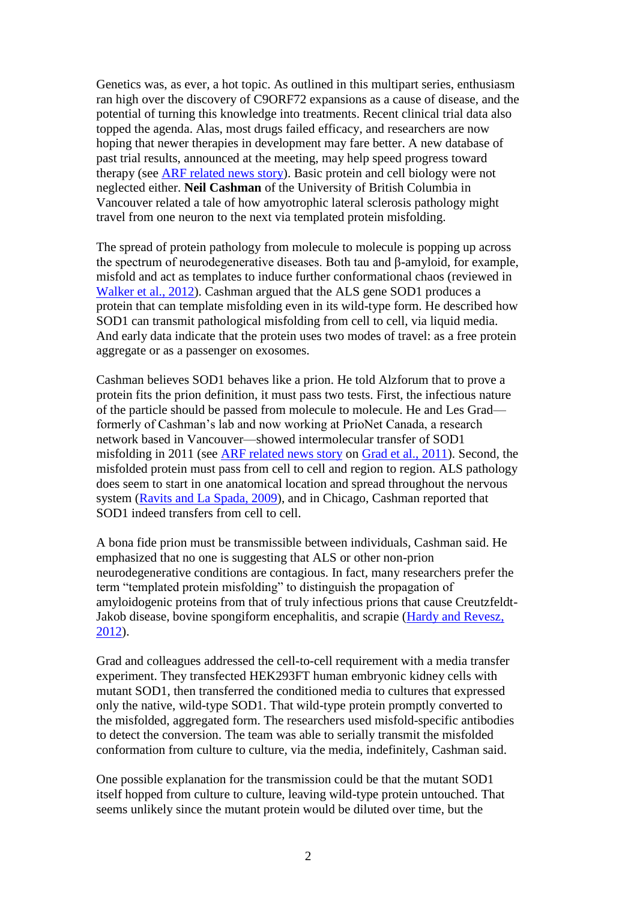Genetics was, as ever, a hot topic. As outlined in this multipart series, enthusiasm ran high over the discovery of C9ORF72 expansions as a cause of disease, and the potential of turning this knowledge into treatments. Recent clinical trial data also topped the agenda. Alas, most drugs failed efficacy, and researchers are now hoping that newer therapies in development may fare better. A new database of past trial results, announced at the meeting, may help speed progress toward therapy (see [ARF related news story](#)). Basic protein and cell biology were not neglected either. **Neil Cashman** of the University of British Columbia in Vancouver related a tale of how amyotrophic lateral sclerosis pathology might travel from one neuron to the next via templated protein misfolding.

The spread of protein pathology from molecule to molecule is popping up across the spectrum of neurodegenerative diseases. Both tau and β-amyloid, for example, misfold and act as templates to induce further conformational chaos (reviewed in [Walker et al., 2012](#)). Cashman argued that the ALS gene SOD1 produces a protein that can template misfolding even in its wild-type form. He described how SOD1 can transmit pathological misfolding from cell to cell, via liquid media. And early data indicate that the protein uses two modes of travel: as a free protein aggregate or as a passenger on exosomes.

Cashman believes SOD1 behaves like a prion. He told Alzforum that to prove a protein fits the prion definition, it must pass two tests. First, the infectious nature of the particle should be passed from molecule to molecule. He and Les Grad—formerly of Cashman's lab and now working at PrioNet Canada, a research network based in Vancouver—showed intermolecular transfer of SOD1 misfolding in 2011 (see [ARF related news story](#) on [Grad et al., 2011](#)). Second, the misfolded protein must pass from cell to cell and region to region. ALS pathology does seem to start in one anatomical location and spread throughout the nervous system ([Ravits and La Spada, 2009](#)), and in Chicago, Cashman reported that SOD1 indeed transfers from cell to cell.

A bona fide prion must be transmissible between individuals, Cashman said. He emphasized that no one is suggesting that ALS or other non-prion neurodegenerative conditions are contagious. In fact, many researchers prefer the term "templated protein misfolding" to distinguish the propagation of amyloidogenic proteins from that of truly infectious prions that cause Creutzfeldt-Jakob disease, bovine spongiform encephalitis, and scrapie ([Hardy and Revesz, 2012](#)).

Grad and colleagues addressed the cell-to-cell requirement with a media transfer experiment. They transfected HEK293FT human embryonic kidney cells with mutant SOD1, then transferred the conditioned media to cultures that expressed only the native, wild-type SOD1. That wild-type protein promptly converted to the misfolded, aggregated form. The researchers used misfold-specific antibodies to detect the conversion. The team was able to serially transmit the misfolded conformation from culture to culture, via the media, indefinitely, Cashman said.

One possible explanation for the transmission could be that the mutant SOD1 itself hopped from culture to culture, leaving wild-type protein untouched. That seems unlikely since the mutant protein would be diluted over time, but the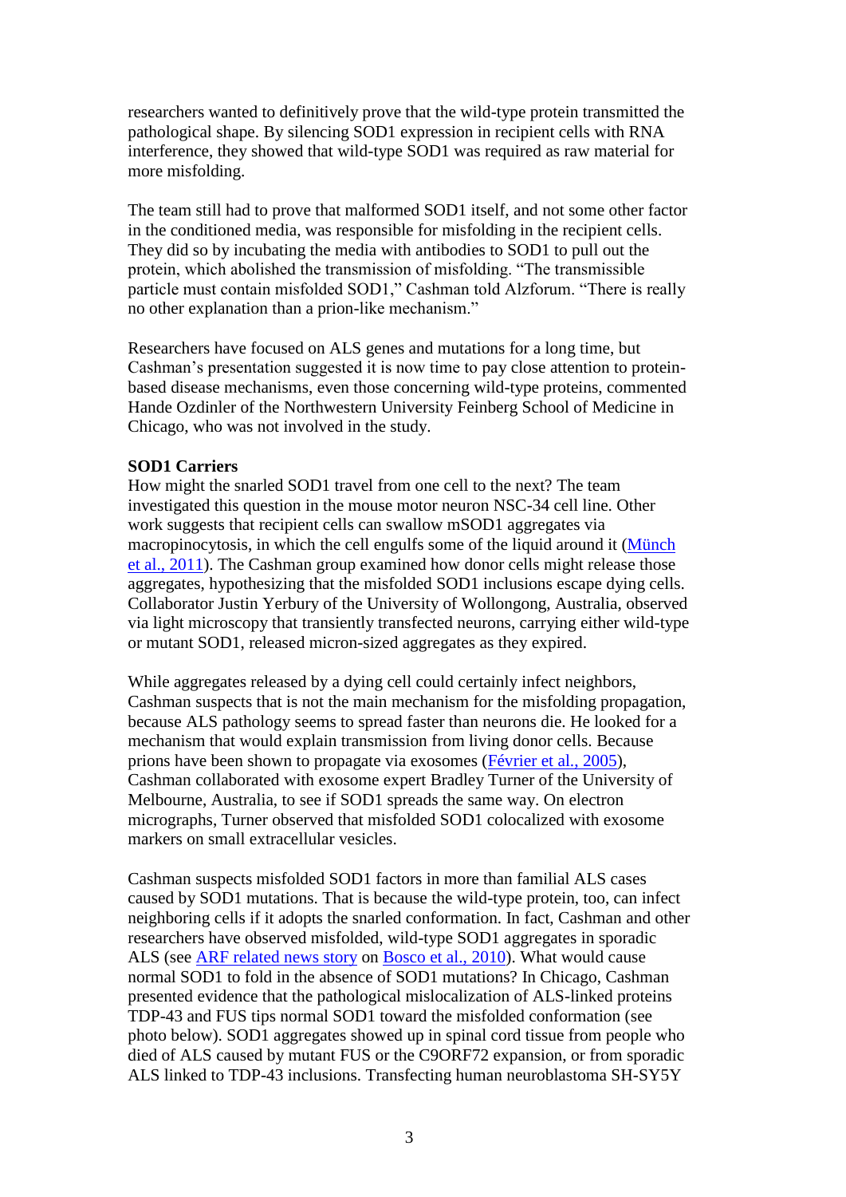researchers wanted to definitively prove that the wild-type protein transmitted the pathological shape. By silencing SOD1 expression in recipient cells with RNA interference, they showed that wild-type SOD1 was required as raw material for more misfolding.

The team still had to prove that malformed SOD1 itself, and not some other factor in the conditioned media, was responsible for misfolding in the recipient cells. They did so by incubating the media with antibodies to SOD1 to pull out the protein, which abolished the transmission of misfolding. "The transmissible particle must contain misfolded SOD1," Cashman told Alzforum. "There is really no other explanation than a prion-like mechanism."

Researchers have focused on ALS genes and mutations for a long time, but Cashman's presentation suggested it is now time to pay close attention to protein-based disease mechanisms, even those concerning wild-type proteins, commented Hande Ozdinler of the Northwestern University Feinberg School of Medicine in Chicago, who was not involved in the study.

**SOD1 Carriers**

How might the snarled SOD1 travel from one cell to the next? The team investigated this question in the mouse motor neuron NSC-34 cell line. Other work suggests that recipient cells can swallow mSOD1 aggregates via macropinocytosis, in which the cell engulfs some of the liquid around it (Münch et al., 2011). The Cashman group examined how donor cells might release those aggregates, hypothesizing that the misfolded SOD1 inclusions escape dying cells. Collaborator Justin Yerbury of the University of Wollongong, Australia, observed via light microscopy that transiently transfected neurons, carrying either wild-type or mutant SOD1, released micron-sized aggregates as they expired.

While aggregates released by a dying cell could certainly infect neighbors, Cashman suspects that is not the main mechanism for the misfolding propagation, because ALS pathology seems to spread faster than neurons die. He looked for a mechanism that would explain transmission from living donor cells. Because prions have been shown to propagate via exosomes (Février et al., 2005), Cashman collaborated with exosome expert Bradley Turner of the University of Melbourne, Australia, to see if SOD1 spreads the same way. On electron micrographs, Turner observed that misfolded SOD1 colocalized with exosome markers on small extracellular vesicles.

Cashman suspects misfolded SOD1 factors in more than familial ALS cases caused by SOD1 mutations. That is because the wild-type protein, too, can infect neighboring cells if it adopts the snarled conformation. In fact, Cashman and other researchers have observed misfolded, wild-type SOD1 aggregates in sporadic ALS (see ARF related news story on Bosco et al., 2010). What would cause normal SOD1 to fold in the absence of SOD1 mutations? In Chicago, Cashman presented evidence that the pathological mislocalization of ALS-linked proteins TDP-43 and FUS tips normal SOD1 toward the misfolded conformation (see photo below). SOD1 aggregates showed up in spinal cord tissue from people who died of ALS caused by mutant FUS or the C9ORF72 expansion, or from sporadic ALS linked to TDP-43 inclusions. Transfecting human neuroblastoma SH-SY5Y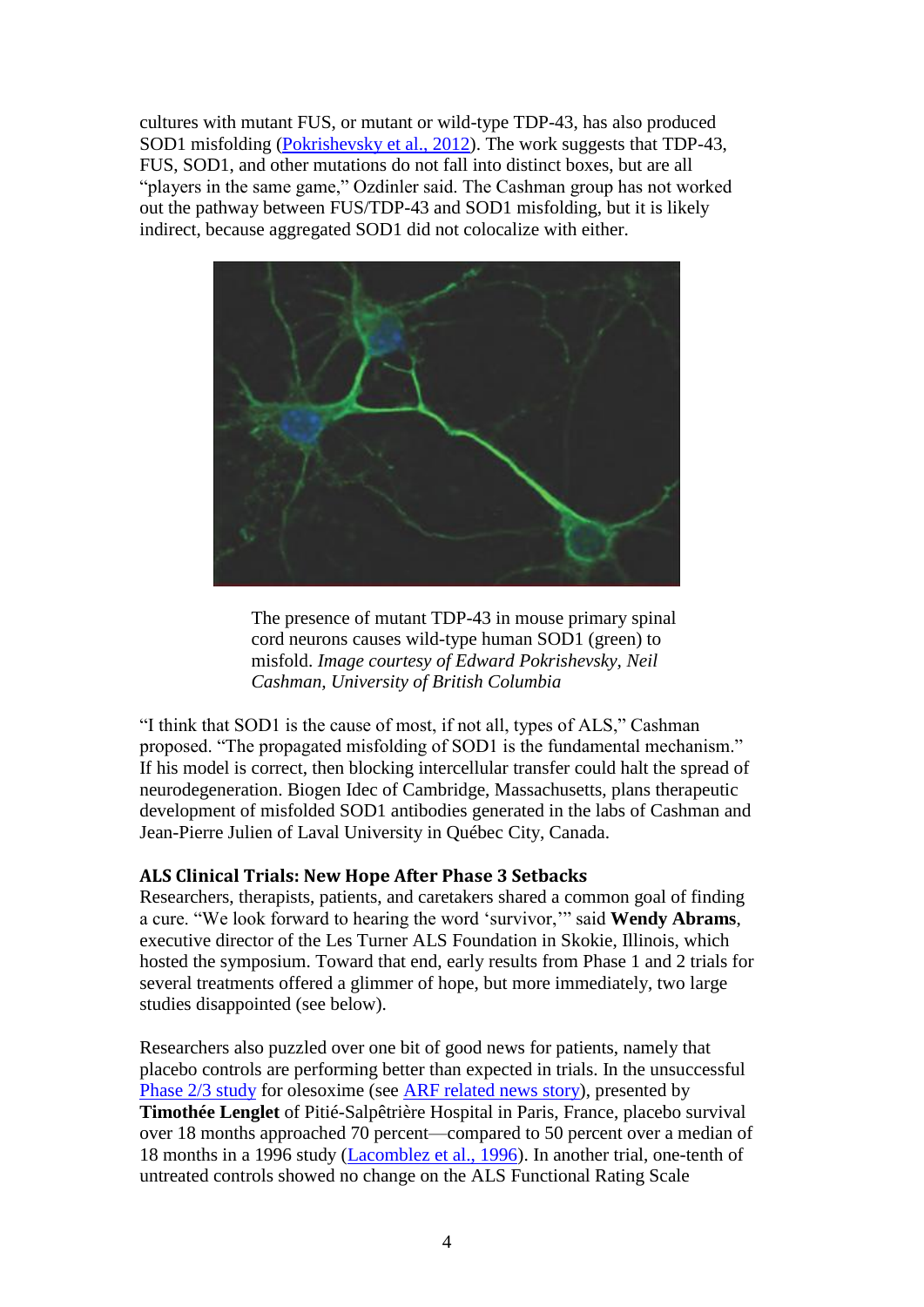cultures with mutant FUS, or mutant or wild-type TDP-43, has also produced SOD1 misfolding (Pokrishevsky et al., 2012). The work suggests that TDP-43, FUS, SOD1, and other mutations do not fall into distinct boxes, but are all "players in the same game," Ozdinler said. The Cashman group has not worked out the pathway between FUS/TDP-43 and SOD1 misfolding, but it is likely indirect, because aggregated SOD1 did not colocalize with either.

The presence of mutant TDP-43 in mouse primary spinal cord neurons causes wild-type human SOD1 (green) to misfold. *Image courtesy of Edward Pokrishevsky, Neil Cashman, University of British Columbia*

"I think that SOD1 is the cause of most, if not all, types of ALS," Cashman proposed. "The propagated misfolding of SOD1 is the fundamental mechanism." If his model is correct, then blocking intercellular transfer could halt the spread of neurodegeneration. Biogen Idec of Cambridge, Massachusetts, plans therapeutic development of misfolded SOD1 antibodies generated in the labs of Cashman and Jean-Pierre Julien of Laval University in Québec City, Canada.

### ALS Clinical Trials: New Hope After Phase 3 Setbacks

Researchers, therapists, patients, and caretakers shared a common goal of finding a cure. "We look forward to hearing the word 'survivor,'" said **Wendy Abrams**, executive director of the Les Turner ALS Foundation in Skokie, Illinois, which hosted the symposium. Toward that end, early results from Phase 1 and 2 trials for several treatments offered a glimmer of hope, but more immediately, two large studies disappointed (see below).

Researchers also puzzled over one bit of good news for patients, namely that placebo controls are performing better than expected in trials. In the unsuccessful Phase 2/3 study for olesoxime (see ARF related news story), presented by **Timothée Lenglet** of Pitié-Salpêtrière Hospital in Paris, France, placebo survival over 18 months approached 70 percent—compared to 50 percent over a median of 18 months in a 1996 study (Lacomblez et al., 1996). In another trial, one-tenth of untreated controls showed no change on the ALS Functional Rating Scale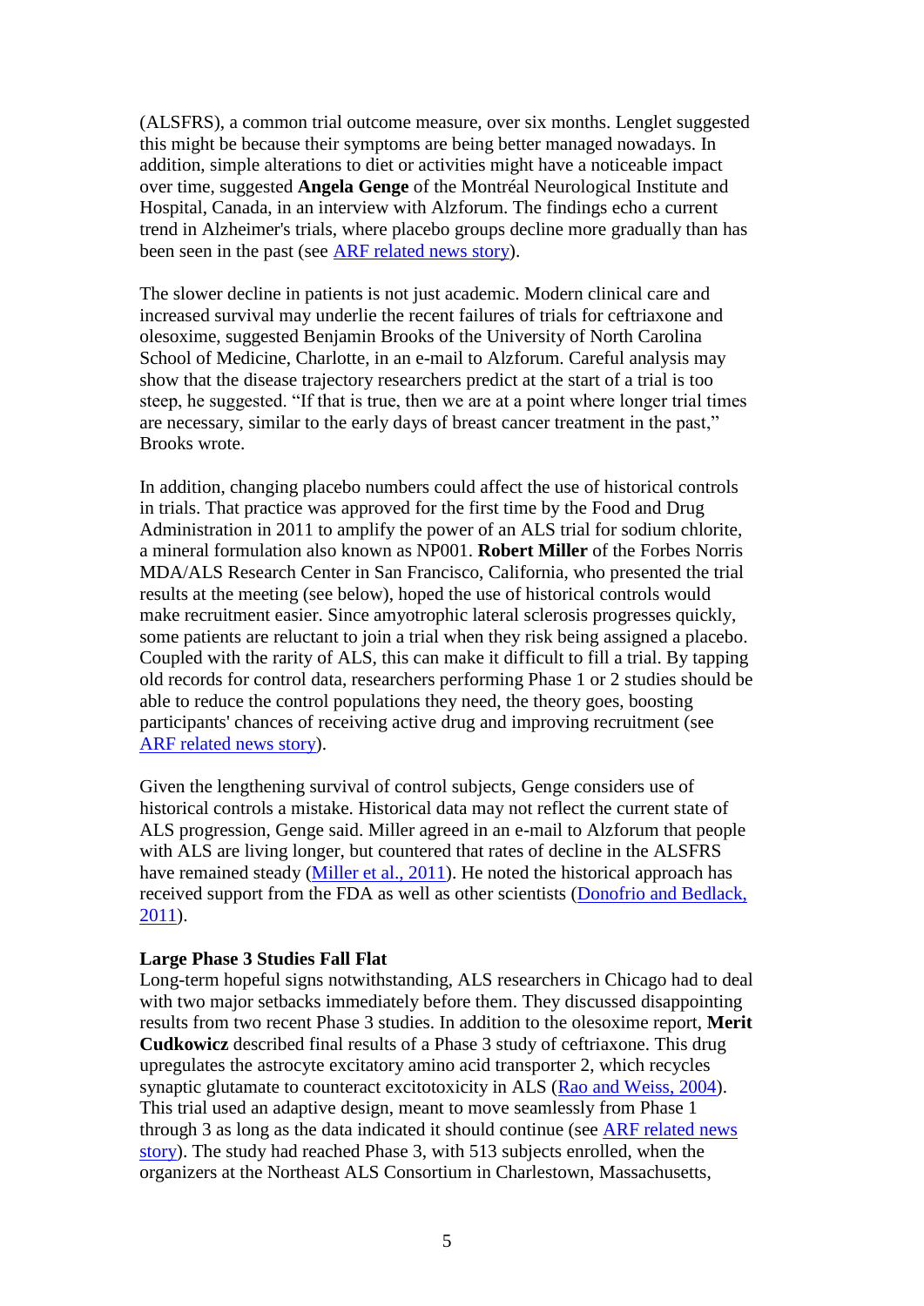(ALSFRS), a common trial outcome measure, over six months. Lenglet suggested this might be because their symptoms are being better managed nowadays. In addition, simple alterations to diet or activities might have a noticeable impact over time, suggested **Angela Genge** of the Montréal Neurological Institute and Hospital, Canada, in an interview with Alzforum. The findings echo a current trend in Alzheimer's trials, where placebo groups decline more gradually than has been seen in the past (see ARF related news story).

The slower decline in patients is not just academic. Modern clinical care and increased survival may underlie the recent failures of trials for ceftriaxone and olesoxime, suggested Benjamin Brooks of the University of North Carolina School of Medicine, Charlotte, in an e-mail to Alzforum. Careful analysis may show that the disease trajectory researchers predict at the start of a trial is too steep, he suggested. "If that is true, then we are at a point where longer trial times are necessary, similar to the early days of breast cancer treatment in the past," Brooks wrote.

In addition, changing placebo numbers could affect the use of historical controls in trials. That practice was approved for the first time by the Food and Drug Administration in 2011 to amplify the power of an ALS trial for sodium chlorite, a mineral formulation also known as NP001. **Robert Miller** of the Forbes Norris MDA/ALS Research Center in San Francisco, California, who presented the trial results at the meeting (see below), hoped the use of historical controls would make recruitment easier. Since amyotrophic lateral sclerosis progresses quickly, some patients are reluctant to join a trial when they risk being assigned a placebo. Coupled with the rarity of ALS, this can make it difficult to fill a trial. By tapping old records for control data, researchers performing Phase 1 or 2 studies should be able to reduce the control populations they need, the theory goes, boosting participants' chances of receiving active drug and improving recruitment (see ARF related news story).

Given the lengthening survival of control subjects, Genge considers use of historical controls a mistake. Historical data may not reflect the current state of ALS progression, Genge said. Miller agreed in an e-mail to Alzforum that people with ALS are living longer, but countered that rates of decline in the ALSFRS have remained steady (Miller et al., 2011). He noted the historical approach has received support from the FDA as well as other scientists (Donofrio and Bedlack, 2011).

**Large Phase 3 Studies Fall Flat**

Long-term hopeful signs notwithstanding, ALS researchers in Chicago had to deal with two major setbacks immediately before them. They discussed disappointing results from two recent Phase 3 studies. In addition to the olesoxime report, **Merit Cudkowicz** described final results of a Phase 3 study of ceftriaxone. This drug upregulates the astrocyte excitatory amino acid transporter 2, which recycles synaptic glutamate to counteract excitotoxicity in ALS (Rao and Weiss, 2004). This trial used an adaptive design, meant to move seamlessly from Phase 1 through 3 as long as the data indicated it should continue (see ARF related news story). The study had reached Phase 3, with 513 subjects enrolled, when the organizers at the Northeast ALS Consortium in Charlestown, Massachusetts,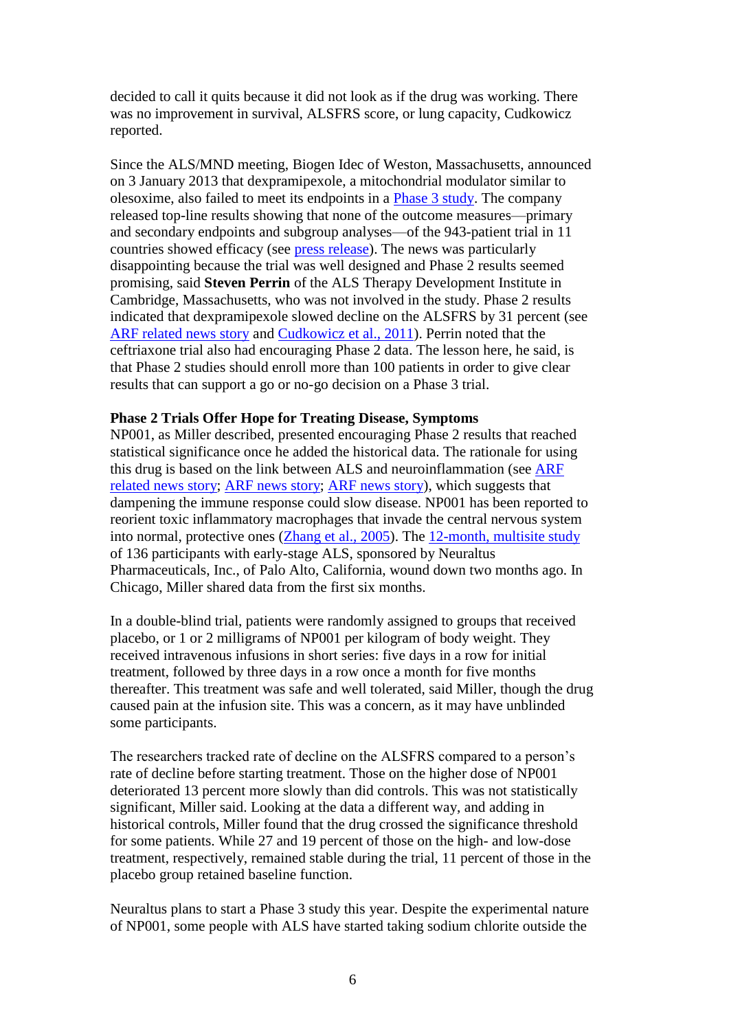decided to call it quits because it did not look as if the drug was working. There was no improvement in survival, ALSFRS score, or lung capacity, Cudkowicz reported.

Since the ALS/MND meeting, Biogen Idec of Weston, Massachusetts, announced on 3 January 2013 that dexpramipexole, a mitochondrial modulator similar to olesoxime, also failed to meet its endpoints in a Phase 3 study. The company released top-line results showing that none of the outcome measures—primary and secondary endpoints and subgroup analyses—of the 943-patient trial in 11 countries showed efficacy (see press release). The news was particularly disappointing because the trial was well designed and Phase 2 results seemed promising, said **Steven Perrin** of the ALS Therapy Development Institute in Cambridge, Massachusetts, who was not involved in the study. Phase 2 results indicated that dexpramipexole slowed decline on the ALSFRS by 31 percent (see ARF related news story and Cudkowicz et al., 2011). Perrin noted that the ceftriaxone trial also had encouraging Phase 2 data. The lesson here, he said, is that Phase 2 studies should enroll more than 100 patients in order to give clear results that can support a go or no-go decision on a Phase 3 trial.

**Phase 2 Trials Offer Hope for Treating Disease, Symptoms**

NP001, as Miller described, presented encouraging Phase 2 results that reached statistical significance once he added the historical data. The rationale for using this drug is based on the link between ALS and neuroinflammation (see ARF related news story; ARF news story; ARF news story), which suggests that dampening the immune response could slow disease. NP001 has been reported to reorient toxic inflammatory macrophages that invade the central nervous system into normal, protective ones (Zhang et al., 2005). The 12-month, multisite study of 136 participants with early-stage ALS, sponsored by Neuraltus Pharmaceuticals, Inc., of Palo Alto, California, wound down two months ago. In Chicago, Miller shared data from the first six months.

In a double-blind trial, patients were randomly assigned to groups that received placebo, or 1 or 2 milligrams of NP001 per kilogram of body weight. They received intravenous infusions in short series: five days in a row for initial treatment, followed by three days in a row once a month for five months thereafter. This treatment was safe and well tolerated, said Miller, though the drug caused pain at the infusion site. This was a concern, as it may have unblinded some participants.

The researchers tracked rate of decline on the ALSFRS compared to a person's rate of decline before starting treatment. Those on the higher dose of NP001 deteriorated 13 percent more slowly than did controls. This was not statistically significant, Miller said. Looking at the data a different way, and adding in historical controls, Miller found that the drug crossed the significance threshold for some patients. While 27 and 19 percent of those on the high- and low-dose treatment, respectively, remained stable during the trial, 11 percent of those in the placebo group retained baseline function.

Neuraltus plans to start a Phase 3 study this year. Despite the experimental nature of NP001, some people with ALS have started taking sodium chlorite outside the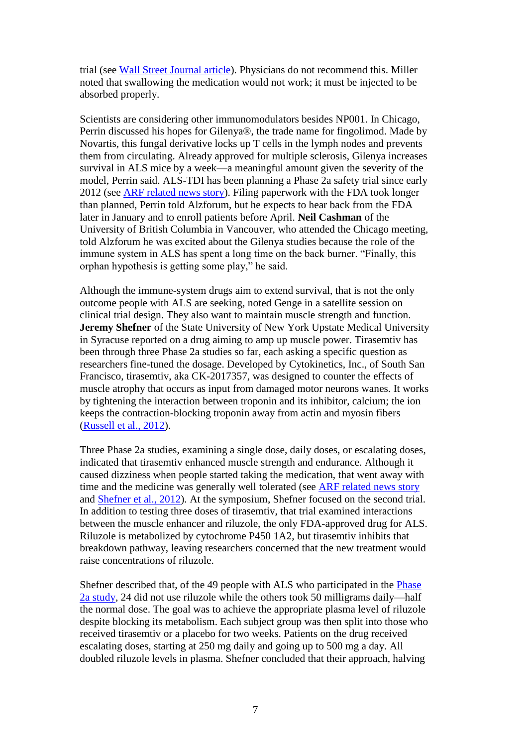trial (see Wall Street Journal article). Physicians do not recommend this. Miller noted that swallowing the medication would not work; it must be injected to be absorbed properly.

Scientists are considering other immunomodulators besides NP001. In Chicago, Perrin discussed his hopes for Gilenya®, the trade name for fingolimod. Made by Novartis, this fungal derivative locks up T cells in the lymph nodes and prevents them from circulating. Already approved for multiple sclerosis, Gilenya increases survival in ALS mice by a week—a meaningful amount given the severity of the model, Perrin said. ALS-TDI has been planning a Phase 2a safety trial since early 2012 (see ARF related news story). Filing paperwork with the FDA took longer than planned, Perrin told Alzforum, but he expects to hear back from the FDA later in January and to enroll patients before April. **Neil Cashman** of the University of British Columbia in Vancouver, who attended the Chicago meeting, told Alzforum he was excited about the Gilenya studies because the role of the immune system in ALS has spent a long time on the back burner. "Finally, this orphan hypothesis is getting some play," he said.

Although the immune-system drugs aim to extend survival, that is not the only outcome people with ALS are seeking, noted Genge in a satellite session on clinical trial design. They also want to maintain muscle strength and function. **Jeremy Shefner** of the State University of New York Upstate Medical University in Syracuse reported on a drug aiming to amp up muscle power. Tirasemtiv has been through three Phase 2a studies so far, each asking a specific question as researchers fine-tuned the dosage. Developed by Cytokinetics, Inc., of South San Francisco, tirasemtiv, aka CK-2017357, was designed to counter the effects of muscle atrophy that occurs as input from damaged motor neurons wanes. It works by tightening the interaction between troponin and its inhibitor, calcium; the ion keeps the contraction-blocking troponin away from actin and myosin fibers (Russell et al., 2012).

Three Phase 2a studies, examining a single dose, daily doses, or escalating doses, indicated that tirasemtiv enhanced muscle strength and endurance. Although it caused dizziness when people started taking the medication, that went away with time and the medicine was generally well tolerated (see ARF related news story and Shefner et al., 2012). At the symposium, Shefner focused on the second trial. In addition to testing three doses of tirasemtiv, that trial examined interactions between the muscle enhancer and riluzole, the only FDA-approved drug for ALS. Riluzole is metabolized by cytochrome P450 1A2, but tirasemtiv inhibits that breakdown pathway, leaving researchers concerned that the new treatment would raise concentrations of riluzole.

Shefner described that, of the 49 people with ALS who participated in the Phase 2a study, 24 did not use riluzole while the others took 50 milligrams daily—half the normal dose. The goal was to achieve the appropriate plasma level of riluzole despite blocking its metabolism. Each subject group was then split into those who received tirasemtiv or a placebo for two weeks. Patients on the drug received escalating doses, starting at 250 mg daily and going up to 500 mg a day. All doubled riluzole levels in plasma. Shefner concluded that their approach, halving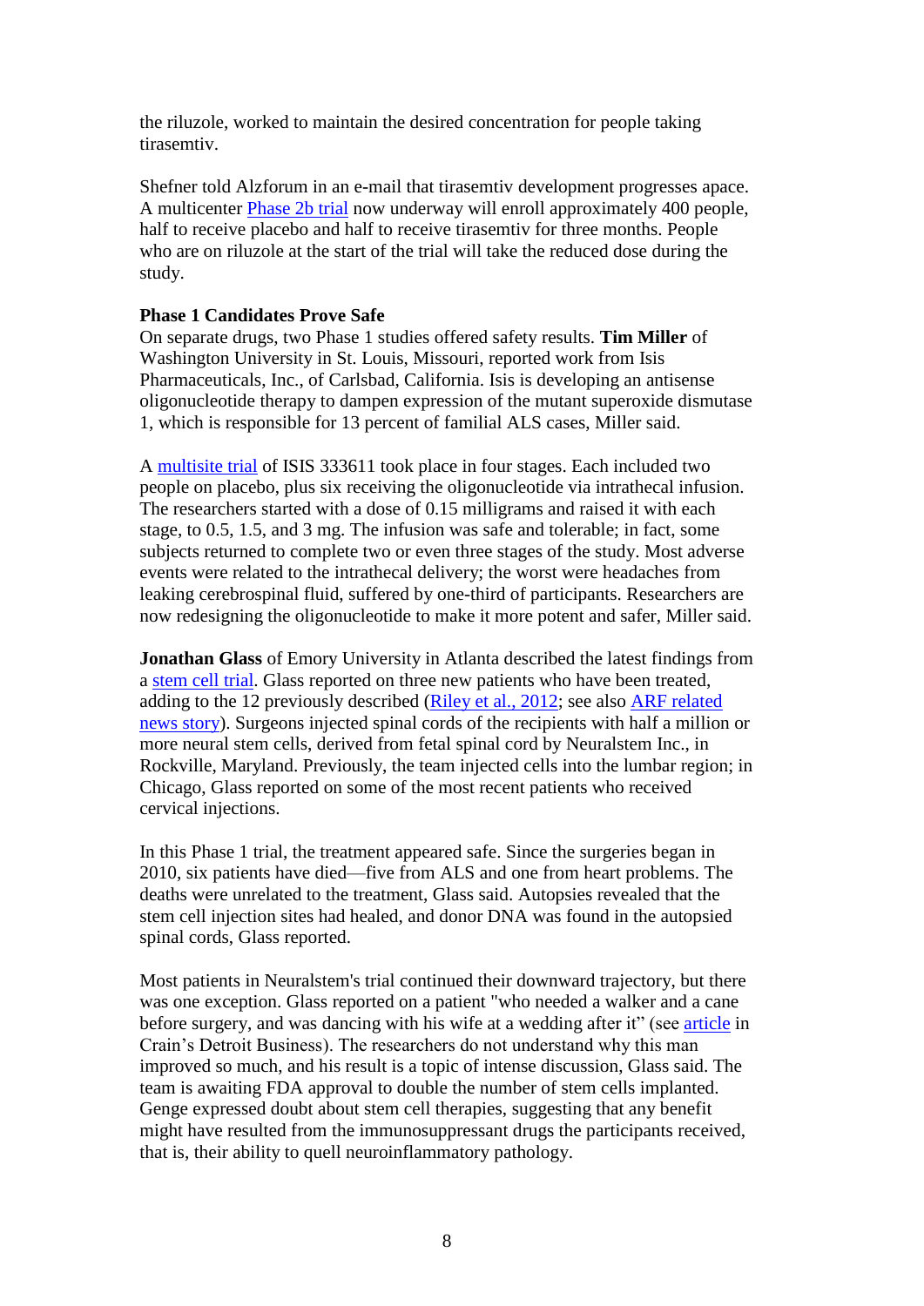the riluzole, worked to maintain the desired concentration for people taking tirasemtiv.

Shefner told Alzforum in an e-mail that tirasemtiv development progresses apace. A multicenter Phase 2b trial now underway will enroll approximately 400 people, half to receive placebo and half to receive tirasemtiv for three months. People who are on riluzole at the start of the trial will take the reduced dose during the study.

**Phase 1 Candidates Prove Safe**

On separate drugs, two Phase 1 studies offered safety results. **Tim Miller** of Washington University in St. Louis, Missouri, reported work from Isis Pharmaceuticals, Inc., of Carlsbad, California. Isis is developing an antisense oligonucleotide therapy to dampen expression of the mutant superoxide dismutase 1, which is responsible for 13 percent of familial ALS cases, Miller said.

A multisite trial of ISIS 333611 took place in four stages. Each included two people on placebo, plus six receiving the oligonucleotide via intrathecal infusion. The researchers started with a dose of 0.15 milligrams and raised it with each stage, to 0.5, 1.5, and 3 mg. The infusion was safe and tolerable; in fact, some subjects returned to complete two or even three stages of the study. Most adverse events were related to the intrathecal delivery; the worst were headaches from leaking cerebrospinal fluid, suffered by one-third of participants. Researchers are now redesigning the oligonucleotide to make it more potent and safer, Miller said.

**Jonathan Glass** of Emory University in Atlanta described the latest findings from a stem cell trial. Glass reported on three new patients who have been treated, adding to the 12 previously described (Riley et al., 2012; see also ARF related news story). Surgeons injected spinal cords of the recipients with half a million or more neural stem cells, derived from fetal spinal cord by Neuralstem Inc., in Rockville, Maryland. Previously, the team injected cells into the lumbar region; in Chicago, Glass reported on some of the most recent patients who received cervical injections.

In this Phase 1 trial, the treatment appeared safe. Since the surgeries began in 2010, six patients have died—five from ALS and one from heart problems. The deaths were unrelated to the treatment, Glass said. Autopsies revealed that the stem cell injection sites had healed, and donor DNA was found in the autopsied spinal cords, Glass reported.

Most patients in Neuralstem's trial continued their downward trajectory, but there was one exception. Glass reported on a patient "who needed a walker and a cane before surgery, and was dancing with his wife at a wedding after it" (see article in Crain's Detroit Business). The researchers do not understand why this man improved so much, and his result is a topic of intense discussion, Glass said. The team is awaiting FDA approval to double the number of stem cells implanted. Genge expressed doubt about stem cell therapies, suggesting that any benefit might have resulted from the immunosuppressant drugs the participants received, that is, their ability to quell neuroinflammatory pathology.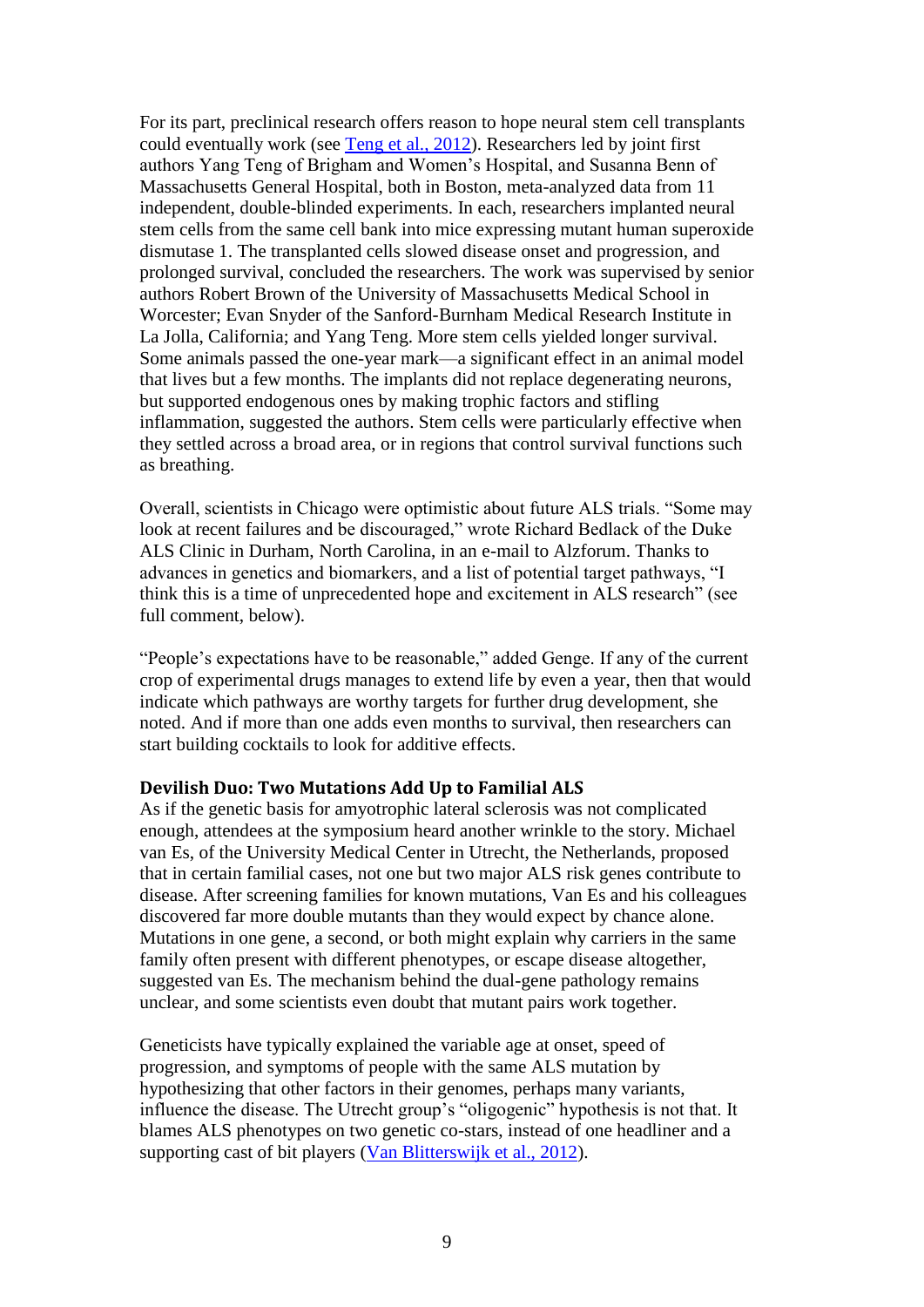For its part, preclinical research offers reason to hope neural stem cell transplants could eventually work (see [Teng et al., 2012](#)). Researchers led by joint first authors Yang Teng of Brigham and Women's Hospital, and Susanna Benn of Massachusetts General Hospital, both in Boston, meta-analyzed data from 11 independent, double-blinded experiments. In each, researchers implanted neural stem cells from the same cell bank into mice expressing mutant human superoxide dismutase 1. The transplanted cells slowed disease onset and progression, and prolonged survival, concluded the researchers. The work was supervised by senior authors Robert Brown of the University of Massachusetts Medical School in Worcester; Evan Snyder of the Sanford-Burnham Medical Research Institute in La Jolla, California; and Yang Teng. More stem cells yielded longer survival. Some animals passed the one-year mark—a significant effect in an animal model that lives but a few months. The implants did not replace degenerating neurons, but supported endogenous ones by making trophic factors and stifling inflammation, suggested the authors. Stem cells were particularly effective when they settled across a broad area, or in regions that control survival functions such as breathing.

Overall, scientists in Chicago were optimistic about future ALS trials. "Some may look at recent failures and be discouraged," wrote Richard Bedlack of the Duke ALS Clinic in Durham, North Carolina, in an e-mail to Alzforum. Thanks to advances in genetics and biomarkers, and a list of potential target pathways, "I think this is a time of unprecedented hope and excitement in ALS research" (see full comment, below).

"People's expectations have to be reasonable," added Genge. If any of the current crop of experimental drugs manages to extend life by even a year, then that would indicate which pathways are worthy targets for further drug development, she noted. And if more than one adds even months to survival, then researchers can start building cocktails to look for additive effects.

### Devilish Duo: Two Mutations Add Up to Familial ALS

As if the genetic basis for amyotrophic lateral sclerosis was not complicated enough, attendees at the symposium heard another wrinkle to the story. Michael van Es, of the University Medical Center in Utrecht, the Netherlands, proposed that in certain familial cases, not one but two major ALS risk genes contribute to disease. After screening families for known mutations, Van Es and his colleagues discovered far more double mutants than they would expect by chance alone. Mutations in one gene, a second, or both might explain why carriers in the same family often present with different phenotypes, or escape disease altogether, suggested van Es. The mechanism behind the dual-gene pathology remains unclear, and some scientists even doubt that mutant pairs work together.

Geneticists have typically explained the variable age at onset, speed of progression, and symptoms of people with the same ALS mutation by hypothesizing that other factors in their genomes, perhaps many variants, influence the disease. The Utrecht group's "oligogenic" hypothesis is not that. It blames ALS phenotypes on two genetic co-stars, instead of one headliner and a supporting cast of bit players ([Van Blitterswijk et al., 2012](#)).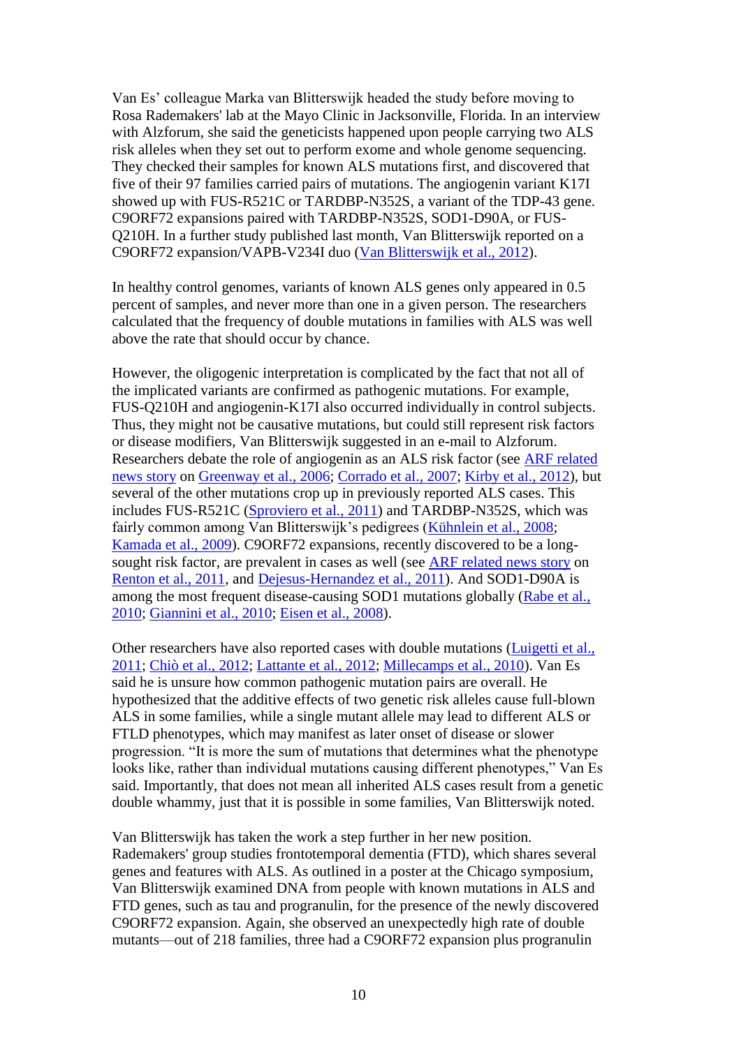Van Es' colleague Marka van Blitterswijk headed the study before moving to Rosa Rademakers' lab at the Mayo Clinic in Jacksonville, Florida. In an interview with Alzforum, she said the geneticists happened upon people carrying two ALS risk alleles when they set out to perform exome and whole genome sequencing. They checked their samples for known ALS mutations first, and discovered that five of their 97 families carried pairs of mutations. The angiogenin variant K17I showed up with FUS-R521C or TARDBP-N352S, a variant of the TDP-43 gene. C9ORF72 expansions paired with TARDBP-N352S, SOD1-D90A, or FUS-Q210H. In a further study published last month, Van Blitterswijk reported on a C9ORF72 expansion/VAPB-V234I duo (Van Blitterswijk et al., 2012).

In healthy control genomes, variants of known ALS genes only appeared in 0.5 percent of samples, and never more than one in a given person. The researchers calculated that the frequency of double mutations in families with ALS was well above the rate that should occur by chance.

However, the oligogenic interpretation is complicated by the fact that not all of the implicated variants are confirmed as pathogenic mutations. For example, FUS-Q210H and angiogenin-K17I also occurred individually in control subjects. Thus, they might not be causative mutations, but could still represent risk factors or disease modifiers, Van Blitterswijk suggested in an e-mail to Alzforum. Researchers debate the role of angiogenin as an ALS risk factor (see ARF related news story on Greenway et al., 2006; Corrado et al., 2007; Kirby et al., 2012), but several of the other mutations crop up in previously reported ALS cases. This includes FUS-R521C (Sproviero et al., 2011) and TARDBP-N352S, which was fairly common among Van Blitterswijk's pedigrees (Kühnlein et al., 2008; Kamada et al., 2009). C9ORF72 expansions, recently discovered to be a long-sought risk factor, are prevalent in cases as well (see ARF related news story on Renton et al., 2011, and Dejesus-Hernandez et al., 2011). And SOD1-D90A is among the most frequent disease-causing SOD1 mutations globally (Rabe et al., 2010; Giannini et al., 2010; Eisen et al., 2008).

Other researchers have also reported cases with double mutations (Luigetti et al., 2011; Chiò et al., 2012; Lattante et al., 2012; Millecamps et al., 2010). Van Es said he is unsure how common pathogenic mutation pairs are overall. He hypothesized that the additive effects of two genetic risk alleles cause full-blown ALS in some families, while a single mutant allele may lead to different ALS or FTLD phenotypes, which may manifest as later onset of disease or slower progression. "It is more the sum of mutations that determines what the phenotype looks like, rather than individual mutations causing different phenotypes," Van Es said. Importantly, that does not mean all inherited ALS cases result from a genetic double whammy, just that it is possible in some families, Van Blitterswijk noted.

Van Blitterswijk has taken the work a step further in her new position. Rademakers' group studies frontotemporal dementia (FTD), which shares several genes and features with ALS. As outlined in a poster at the Chicago symposium, Van Blitterswijk examined DNA from people with known mutations in ALS and FTD genes, such as tau and progranulin, for the presence of the newly discovered C9ORF72 expansion. Again, she observed an unexpectedly high rate of double mutants—out of 218 families, three had a C9ORF72 expansion plus progranulin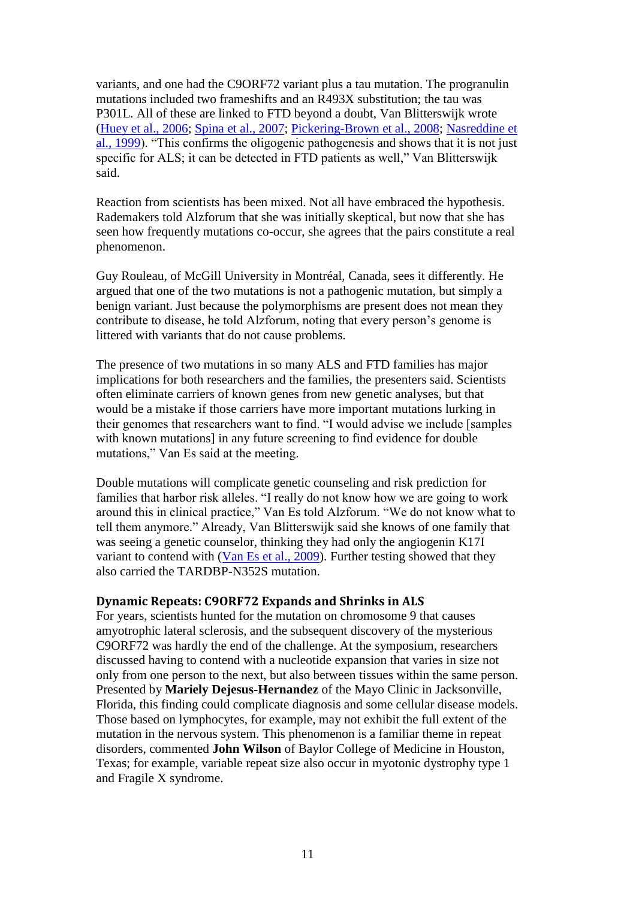variants, and one had the C9ORF72 variant plus a tau mutation. The progranulin mutations included two frameshifts and an R493X substitution; the tau was P301L. All of these are linked to FTD beyond a doubt, Van Blitterswijk wrote (Huey et al., 2006; Spina et al., 2007; Pickering-Brown et al., 2008; Nasreddine et al., 1999). "This confirms the oligogenic pathogenesis and shows that it is not just specific for ALS; it can be detected in FTD patients as well," Van Blitterswijk said.

Reaction from scientists has been mixed. Not all have embraced the hypothesis. Rademakers told Alzforum that she was initially skeptical, but now that she has seen how frequently mutations co-occur, she agrees that the pairs constitute a real phenomenon.

Guy Rouleau, of McGill University in Montréal, Canada, sees it differently. He argued that one of the two mutations is not a pathogenic mutation, but simply a benign variant. Just because the polymorphisms are present does not mean they contribute to disease, he told Alzforum, noting that every person's genome is littered with variants that do not cause problems.

The presence of two mutations in so many ALS and FTD families has major implications for both researchers and the families, the presenters said. Scientists often eliminate carriers of known genes from new genetic analyses, but that would be a mistake if those carriers have more important mutations lurking in their genomes that researchers want to find. "I would advise we include [samples with known mutations] in any future screening to find evidence for double mutations," Van Es said at the meeting.

Double mutations will complicate genetic counseling and risk prediction for families that harbor risk alleles. "I really do not know how we are going to work around this in clinical practice," Van Es told Alzforum. "We do not know what to tell them anymore." Already, Van Blitterswijk said she knows of one family that was seeing a genetic counselor, thinking they had only the angiogenin K17I variant to contend with (Van Es et al., 2009). Further testing showed that they also carried the TARDBP-N352S mutation.

### Dynamic Repeats: C9ORF72 Expands and Shrinks in ALS

For years, scientists hunted for the mutation on chromosome 9 that causes amyotrophic lateral sclerosis, and the subsequent discovery of the mysterious C9ORF72 was hardly the end of the challenge. At the symposium, researchers discussed having to contend with a nucleotide expansion that varies in size not only from one person to the next, but also between tissues within the same person. Presented by **Mariely Dejesus-Hernandez** of the Mayo Clinic in Jacksonville, Florida, this finding could complicate diagnosis and some cellular disease models. Those based on lymphocytes, for example, may not exhibit the full extent of the mutation in the nervous system. This phenomenon is a familiar theme in repeat disorders, commented **John Wilson** of Baylor College of Medicine in Houston, Texas; for example, variable repeat size also occur in myotonic dystrophy type 1 and Fragile X syndrome.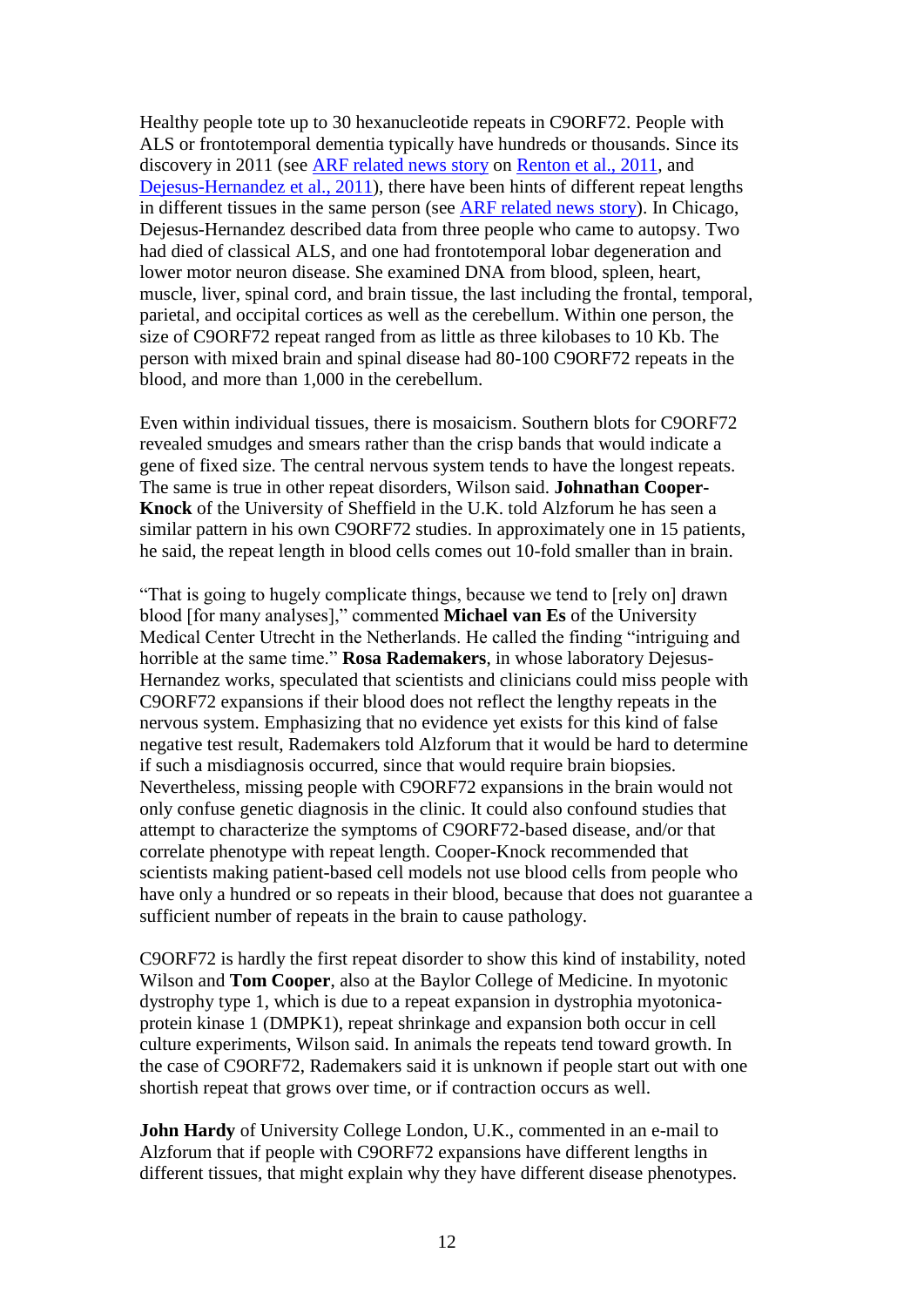Healthy people tote up to 30 hexanucleotide repeats in C9ORF72. People with ALS or frontotemporal dementia typically have hundreds or thousands. Since its discovery in 2011 (see ARF related news story on Renton et al., 2011, and Dejesus-Hernandez et al., 2011), there have been hints of different repeat lengths in different tissues in the same person (see ARF related news story). In Chicago, Dejesus-Hernandez described data from three people who came to autopsy. Two had died of classical ALS, and one had frontotemporal lobar degeneration and lower motor neuron disease. She examined DNA from blood, spleen, heart, muscle, liver, spinal cord, and brain tissue, the last including the frontal, temporal, parietal, and occipital cortices as well as the cerebellum. Within one person, the size of C9ORF72 repeat ranged from as little as three kilobases to 10 Kb. The person with mixed brain and spinal disease had 80-100 C9ORF72 repeats in the blood, and more than 1,000 in the cerebellum.

Even within individual tissues, there is mosaicism. Southern blots for C9ORF72 revealed smudges and smears rather than the crisp bands that would indicate a gene of fixed size. The central nervous system tends to have the longest repeats. The same is true in other repeat disorders, Wilson said. **Johnathan Cooper-Knock** of the University of Sheffield in the U.K. told Alzforum he has seen a similar pattern in his own C9ORF72 studies. In approximately one in 15 patients, he said, the repeat length in blood cells comes out 10-fold smaller than in brain.

"That is going to hugely complicate things, because we tend to [rely on] drawn blood [for many analyses]," commented **Michael van Es** of the University Medical Center Utrecht in the Netherlands. He called the finding "intriguing and horrible at the same time." **Rosa Rademakers**, in whose laboratory Dejesus-Hernandez works, speculated that scientists and clinicians could miss people with C9ORF72 expansions if their blood does not reflect the lengthy repeats in the nervous system. Emphasizing that no evidence yet exists for this kind of false negative test result, Rademakers told Alzforum that it would be hard to determine if such a misdiagnosis occurred, since that would require brain biopsies. Nevertheless, missing people with C9ORF72 expansions in the brain would not only confuse genetic diagnosis in the clinic. It could also confound studies that attempt to characterize the symptoms of C9ORF72-based disease, and/or that correlate phenotype with repeat length. Cooper-Knock recommended that scientists making patient-based cell models not use blood cells from people who have only a hundred or so repeats in their blood, because that does not guarantee a sufficient number of repeats in the brain to cause pathology.

C9ORF72 is hardly the first repeat disorder to show this kind of instability, noted Wilson and **Tom Cooper**, also at the Baylor College of Medicine. In myotonic dystrophy type 1, which is due to a repeat expansion in dystrophia myotonica-protein kinase 1 (DMPK1), repeat shrinkage and expansion both occur in cell culture experiments, Wilson said. In animals the repeats tend toward growth. In the case of C9ORF72, Rademakers said it is unknown if people start out with one shortish repeat that grows over time, or if contraction occurs as well.

**John Hardy** of University College London, U.K., commented in an e-mail to Alzforum that if people with C9ORF72 expansions have different lengths in different tissues, that might explain why they have different disease phenotypes.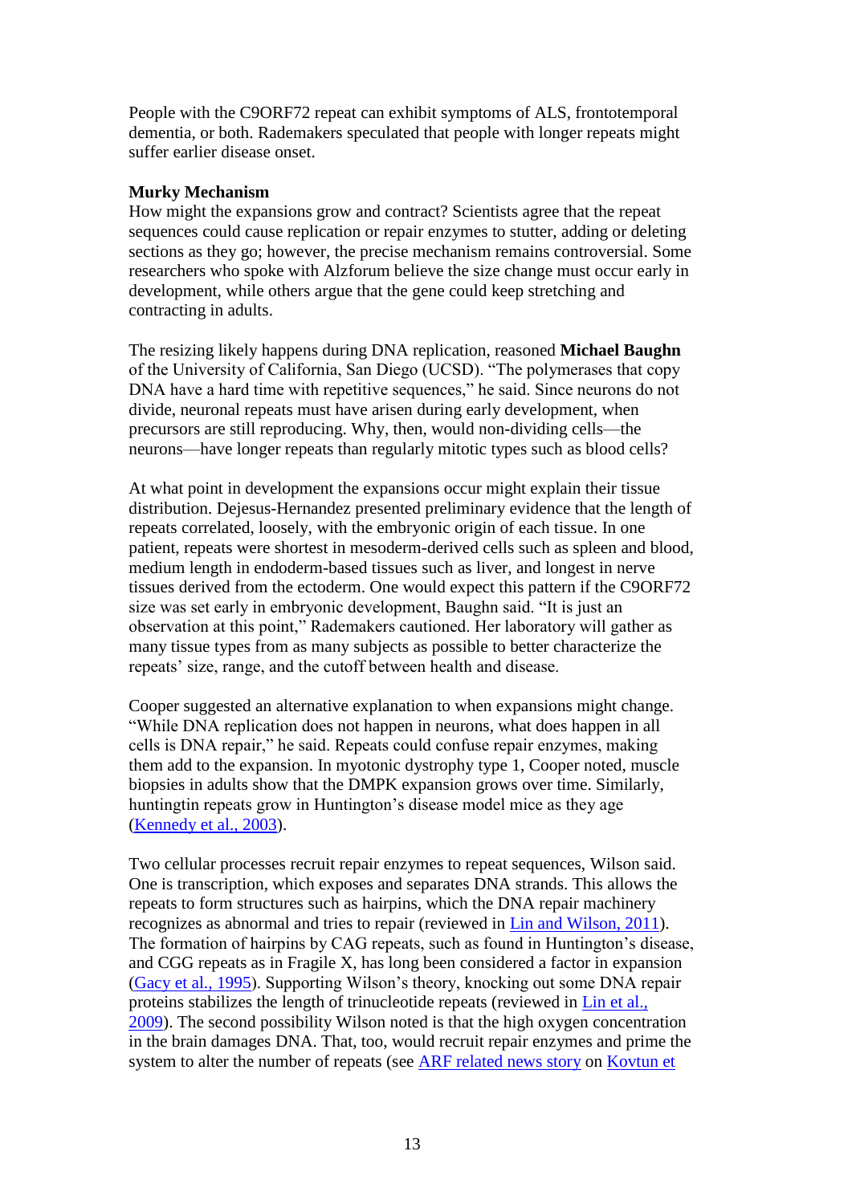People with the C9ORF72 repeat can exhibit symptoms of ALS, frontotemporal dementia, or both. Rademakers speculated that people with longer repeats might suffer earlier disease onset.

**Murky Mechanism**

How might the expansions grow and contract? Scientists agree that the repeat sequences could cause replication or repair enzymes to stutter, adding or deleting sections as they go; however, the precise mechanism remains controversial. Some researchers who spoke with Alzforum believe the size change must occur early in development, while others argue that the gene could keep stretching and contracting in adults.

The resizing likely happens during DNA replication, reasoned **Michael Baughn** of the University of California, San Diego (UCSD). "The polymerases that copy DNA have a hard time with repetitive sequences," he said. Since neurons do not divide, neuronal repeats must have arisen during early development, when precursors are still reproducing. Why, then, would non-dividing cells—the neurons—have longer repeats than regularly mitotic types such as blood cells?

At what point in development the expansions occur might explain their tissue distribution. Dejesus-Hernandez presented preliminary evidence that the length of repeats correlated, loosely, with the embryonic origin of each tissue. In one patient, repeats were shortest in mesoderm-derived cells such as spleen and blood, medium length in endoderm-based tissues such as liver, and longest in nerve tissues derived from the ectoderm. One would expect this pattern if the C9ORF72 size was set early in embryonic development, Baughn said. "It is just an observation at this point," Rademakers cautioned. Her laboratory will gather as many tissue types from as many subjects as possible to better characterize the repeats' size, range, and the cutoff between health and disease.

Cooper suggested an alternative explanation to when expansions might change. "While DNA replication does not happen in neurons, what does happen in all cells is DNA repair," he said. Repeats could confuse repair enzymes, making them add to the expansion. In myotonic dystrophy type 1, Cooper noted, muscle biopsies in adults show that the DMPK expansion grows over time. Similarly, huntingtin repeats grow in Huntington's disease model mice as they age (Kennedy et al., 2003).

Two cellular processes recruit repair enzymes to repeat sequences, Wilson said. One is transcription, which exposes and separates DNA strands. This allows the repeats to form structures such as hairpins, which the DNA repair machinery recognizes as abnormal and tries to repair (reviewed in Lin and Wilson, 2011). The formation of hairpins by CAG repeats, such as found in Huntington's disease, and CGG repeats as in Fragile X, has long been considered a factor in expansion (Gacy et al., 1995). Supporting Wilson's theory, knocking out some DNA repair proteins stabilizes the length of trinucleotide repeats (reviewed in Lin et al., 2009). The second possibility Wilson noted is that the high oxygen concentration in the brain damages DNA. That, too, would recruit repair enzymes and prime the system to alter the number of repeats (see ARF related news story on Kovtun et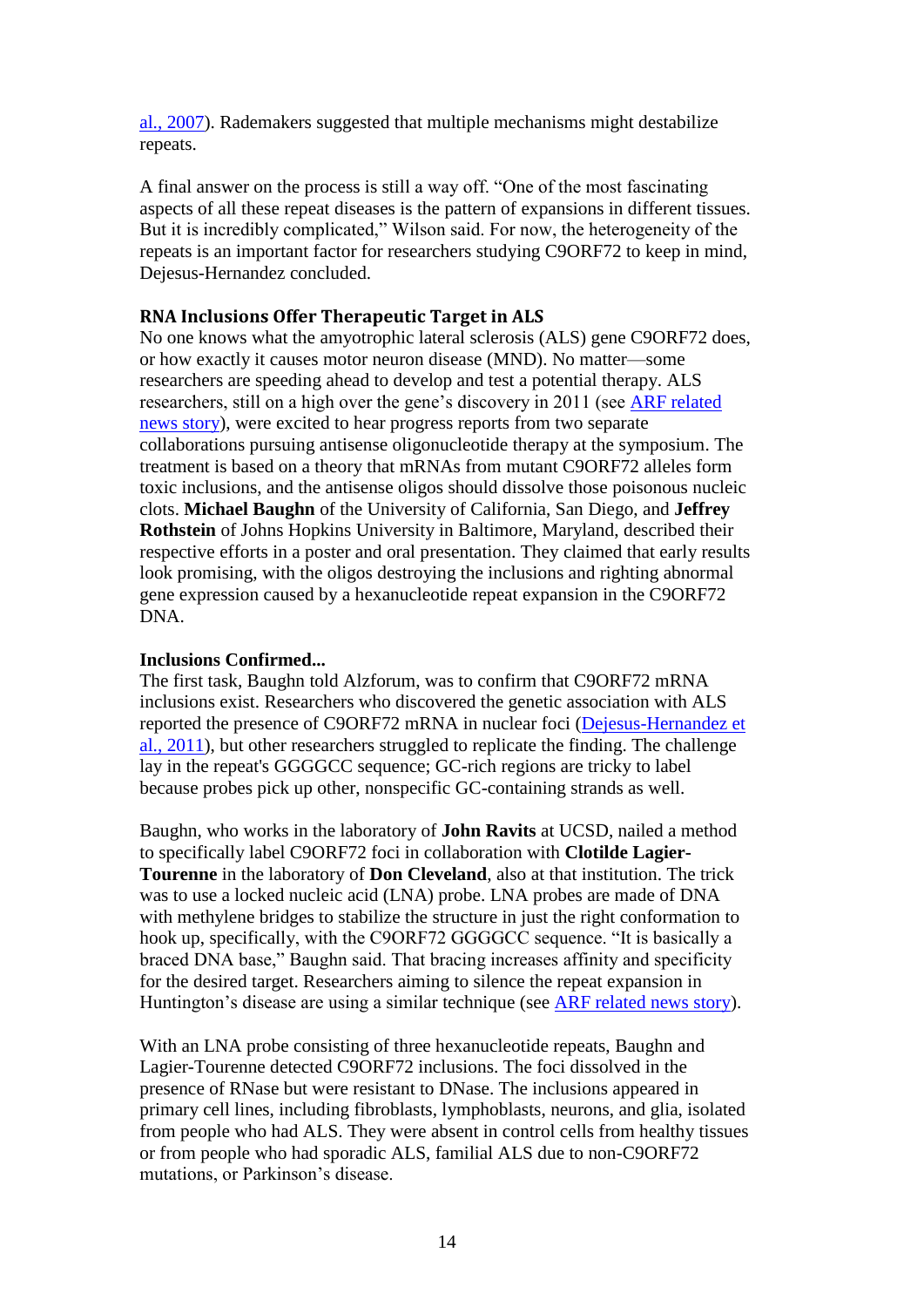al., 2007). Rademakers suggested that multiple mechanisms might destabilize repeats.

A final answer on the process is still a way off. "One of the most fascinating aspects of all these repeat diseases is the pattern of expansions in different tissues. But it is incredibly complicated," Wilson said. For now, the heterogeneity of the repeats is an important factor for researchers studying C9ORF72 to keep in mind, Dejesus-Hernandez concluded.

### RNA Inclusions Offer Therapeutic Target in ALS

No one knows what the amyotrophic lateral sclerosis (ALS) gene C9ORF72 does, or how exactly it causes motor neuron disease (MND). No matter—some researchers are speeding ahead to develop and test a potential therapy. ALS researchers, still on a high over the gene's discovery in 2011 (see ARF related news story), were excited to hear progress reports from two separate collaborations pursuing antisense oligonucleotide therapy at the symposium. The treatment is based on a theory that mRNAs from mutant C9ORF72 alleles form toxic inclusions, and the antisense oligos should dissolve those poisonous nucleic clots. **Michael Baughn** of the University of California, San Diego, and **Jeffrey Rothstein** of Johns Hopkins University in Baltimore, Maryland, described their respective efforts in a poster and oral presentation. They claimed that early results look promising, with the oligos destroying the inclusions and righting abnormal gene expression caused by a hexanucleotide repeat expansion in the C9ORF72 DNA.

**Inclusions Confirmed...**

The first task, Baughn told Alzforum, was to confirm that C9ORF72 mRNA inclusions exist. Researchers who discovered the genetic association with ALS reported the presence of C9ORF72 mRNA in nuclear foci (Dejesus-Hernandez et al., 2011), but other researchers struggled to replicate the finding. The challenge lay in the repeat's GGGGCC sequence; GC-rich regions are tricky to label because probes pick up other, nonspecific GC-containing strands as well.

Baughn, who works in the laboratory of **John Ravits** at UCSD, nailed a method to specifically label C9ORF72 foci in collaboration with **Clotilde Lagier-Tourenne** in the laboratory of **Don Cleveland**, also at that institution. The trick was to use a locked nucleic acid (LNA) probe. LNA probes are made of DNA with methylene bridges to stabilize the structure in just the right conformation to hook up, specifically, with the C9ORF72 GGGGCC sequence. "It is basically a braced DNA base," Baughn said. That bracing increases affinity and specificity for the desired target. Researchers aiming to silence the repeat expansion in Huntington's disease are using a similar technique (see ARF related news story).

With an LNA probe consisting of three hexanucleotide repeats, Baughn and Lagier-Tourenne detected C9ORF72 inclusions. The foci dissolved in the presence of RNase but were resistant to DNase. The inclusions appeared in primary cell lines, including fibroblasts, lymphoblasts, neurons, and glia, isolated from people who had ALS. They were absent in control cells from healthy tissues or from people who had sporadic ALS, familial ALS due to non-C9ORF72 mutations, or Parkinson's disease.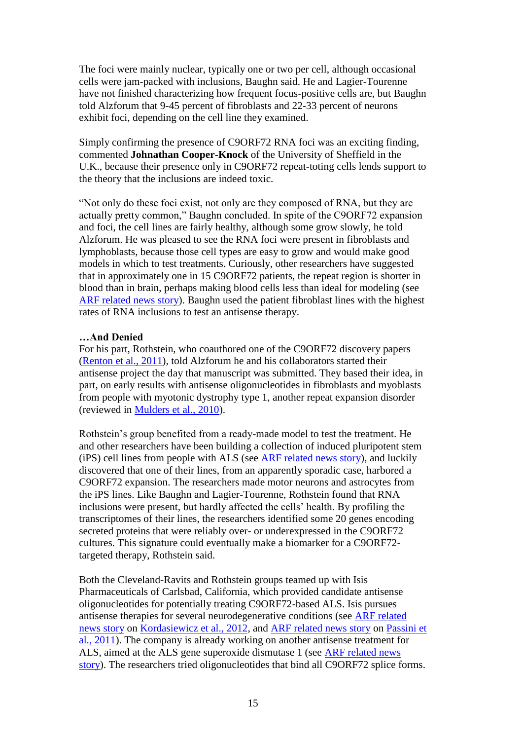The foci were mainly nuclear, typically one or two per cell, although occasional cells were jam-packed with inclusions, Baughn said. He and Lagier-Tourenne have not finished characterizing how frequent focus-positive cells are, but Baughn told Alzforum that 9-45 percent of fibroblasts and 22-33 percent of neurons exhibit foci, depending on the cell line they examined.

Simply confirming the presence of C9ORF72 RNA foci was an exciting finding, commented **Johnathan Cooper-Knock** of the University of Sheffield in the U.K., because their presence only in C9ORF72 repeat-toting cells lends support to the theory that the inclusions are indeed toxic.

"Not only do these foci exist, not only are they composed of RNA, but they are actually pretty common," Baughn concluded. In spite of the C9ORF72 expansion and foci, the cell lines are fairly healthy, although some grow slowly, he told Alzforum. He was pleased to see the RNA foci were present in fibroblasts and lymphoblasts, because those cell types are easy to grow and would make good models in which to test treatments. Curiously, other researchers have suggested that in approximately one in 15 C9ORF72 patients, the repeat region is shorter in blood than in brain, perhaps making blood cells less than ideal for modeling (see ARF related news story). Baughn used the patient fibroblast lines with the highest rates of RNA inclusions to test an antisense therapy.

**…And Denied**

For his part, Rothstein, who coauthored one of the C9ORF72 discovery papers (Renton et al., 2011), told Alzforum he and his collaborators started their antisense project the day that manuscript was submitted. They based their idea, in part, on early results with antisense oligonucleotides in fibroblasts and myoblasts from people with myotonic dystrophy type 1, another repeat expansion disorder (reviewed in Mulders et al., 2010).

Rothstein's group benefited from a ready-made model to test the treatment. He and other researchers have been building a collection of induced pluripotent stem (iPS) cell lines from people with ALS (see ARF related news story), and luckily discovered that one of their lines, from an apparently sporadic case, harbored a C9ORF72 expansion. The researchers made motor neurons and astrocytes from the iPS lines. Like Baughn and Lagier-Tourenne, Rothstein found that RNA inclusions were present, but hardly affected the cells' health. By profiling the transcriptomes of their lines, the researchers identified some 20 genes encoding secreted proteins that were reliably over- or underexpressed in the C9ORF72 cultures. This signature could eventually make a biomarker for a C9ORF72-targeted therapy, Rothstein said.

Both the Cleveland-Ravits and Rothstein groups teamed up with Isis Pharmaceuticals of Carlsbad, California, which provided candidate antisense oligonucleotides for potentially treating C9ORF72-based ALS. Isis pursues antisense therapies for several neurodegenerative conditions (see ARF related news story on Kordasiewicz et al., 2012, and ARF related news story on Passini et al., 2011). The company is already working on another antisense treatment for ALS, aimed at the ALS gene superoxide dismutase 1 (see ARF related news story). The researchers tried oligonucleotides that bind all C9ORF72 splice forms.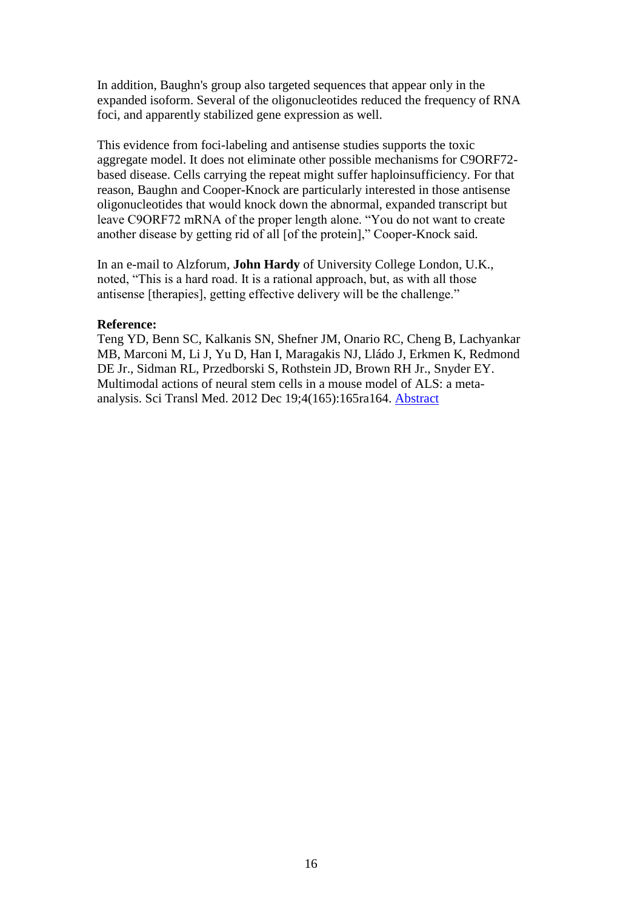In addition, Baughn's group also targeted sequences that appear only in the expanded isoform. Several of the oligonucleotides reduced the frequency of RNA foci, and apparently stabilized gene expression as well.

This evidence from foci-labeling and antisense studies supports the toxic aggregate model. It does not eliminate other possible mechanisms for C9ORF72-based disease. Cells carrying the repeat might suffer haploinsufficiency. For that reason, Baughn and Cooper-Knock are particularly interested in those antisense oligonucleotides that would knock down the abnormal, expanded transcript but leave C9ORF72 mRNA of the proper length alone. “You do not want to create another disease by getting rid of all [of the protein],” Cooper-Knock said.

In an e-mail to Alzforum, **John Hardy** of University College London, U.K., noted, “This is a hard road. It is a rational approach, but, as with all those antisense [therapies], getting effective delivery will be the challenge.”

**Reference:**

Teng YD, Benn SC, Kalkanis SN, Shefner JM, Onario RC, Cheng B, Lachyankar MB, Marconi M, Li J, Yu D, Han I, Maragakis NJ, Llàdo J, Erkmen K, Redmond DE Jr., Sidman RL, Przedborski S, Rothstein JD, Brown RH Jr., Snyder EY. Multimodal actions of neural stem cells in a mouse model of ALS: a meta-analysis. Sci Transl Med. 2012 Dec 19;4(165):165ra164. Abstract